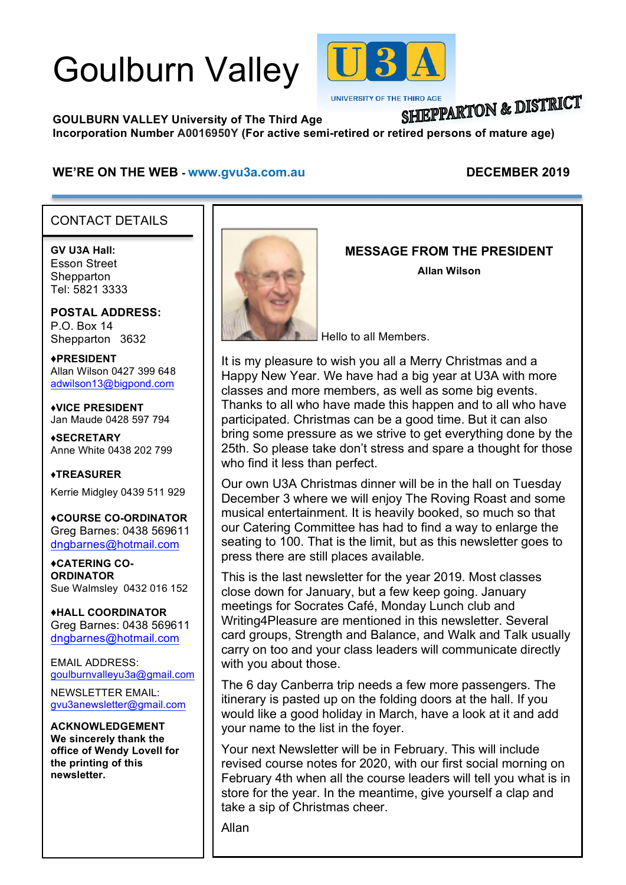# Goulburn Valley U3A

UNIVERSITY OF THE THIRD AGE

SHEPPARTON & DISTRICT

**GOULBURN VALLEY University of The Third Age**
**Incorporation Number A0016950Y (For active semi-retired or retired persons of mature age)**

**WE'RE ON THE WEB - www.gvu3a.com.au** **DECEMBER 2019**

## CONTACT DETAILS

**GV U3A Hall:**
Esson Street
Shepparton
Tel: 5821 3333

**POSTAL ADDRESS:**
P.O. Box 14
Shepparton 3632

**♦PRESIDENT**
Allan Wilson 0427 399 648
adwilson13@bigpond.com

**♦VICE PRESIDENT**
Jan Maude 0428 597 794

**♦SECRETARY**
Anne White 0438 202 799

**♦TREASURER**
Kerrie Midgley 0439 511 929

**♦COURSE CO-ORDINATOR**
Greg Barnes: 0438 569611
dngbarnes@hotmail.com

**♦CATERING CO-ORDINATOR**
Sue Walmsley 0432 016 152

**♦HALL COORDINATOR**
Greg Barnes: 0438 569611
dngbarnes@hotmail.com

EMAIL ADDRESS:
goulburnvalleyu3a@gmail.com

NEWSLETTER EMAIL:
gvu3anewsletter@gmail.com

**ACKNOWLEDGEMENT**
**We sincerely thank the office of Wendy Lovell for the printing of this newsletter.**

## MESSAGE FROM THE PRESIDENT

**Allan Wilson**

Hello to all Members.

It is my pleasure to wish you all a Merry Christmas and a Happy New Year. We have had a big year at U3A with more classes and more members, as well as some big events. Thanks to all who have made this happen and to all who have participated. Christmas can be a good time. But it can also bring some pressure as we strive to get everything done by the 25th. So please take don't stress and spare a thought for those who find it less than perfect.

Our own U3A Christmas dinner will be in the hall on Tuesday December 3 where we will enjoy The Roving Roast and some musical entertainment. It is heavily booked, so much so that our Catering Committee has had to find a way to enlarge the seating to 100. That is the limit, but as this newsletter goes to press there are still places available.

This is the last newsletter for the year 2019. Most classes close down for January, but a few keep going. January meetings for Socrates Café, Monday Lunch club and Writing4Pleasure are mentioned in this newsletter. Several card groups, Strength and Balance, and Walk and Talk usually carry on too and your class leaders will communicate directly with you about those.

The 6 day Canberra trip needs a few more passengers. The itinerary is pasted up on the folding doors at the hall. If you would like a good holiday in March, have a look at it and add your name to the list in the foyer.

Your next Newsletter will be in February. This will include revised course notes for 2020, with our first social morning on February 4th when all the course leaders will tell you what is in store for the year. In the meantime, give yourself a clap and take a sip of Christmas cheer.

Allan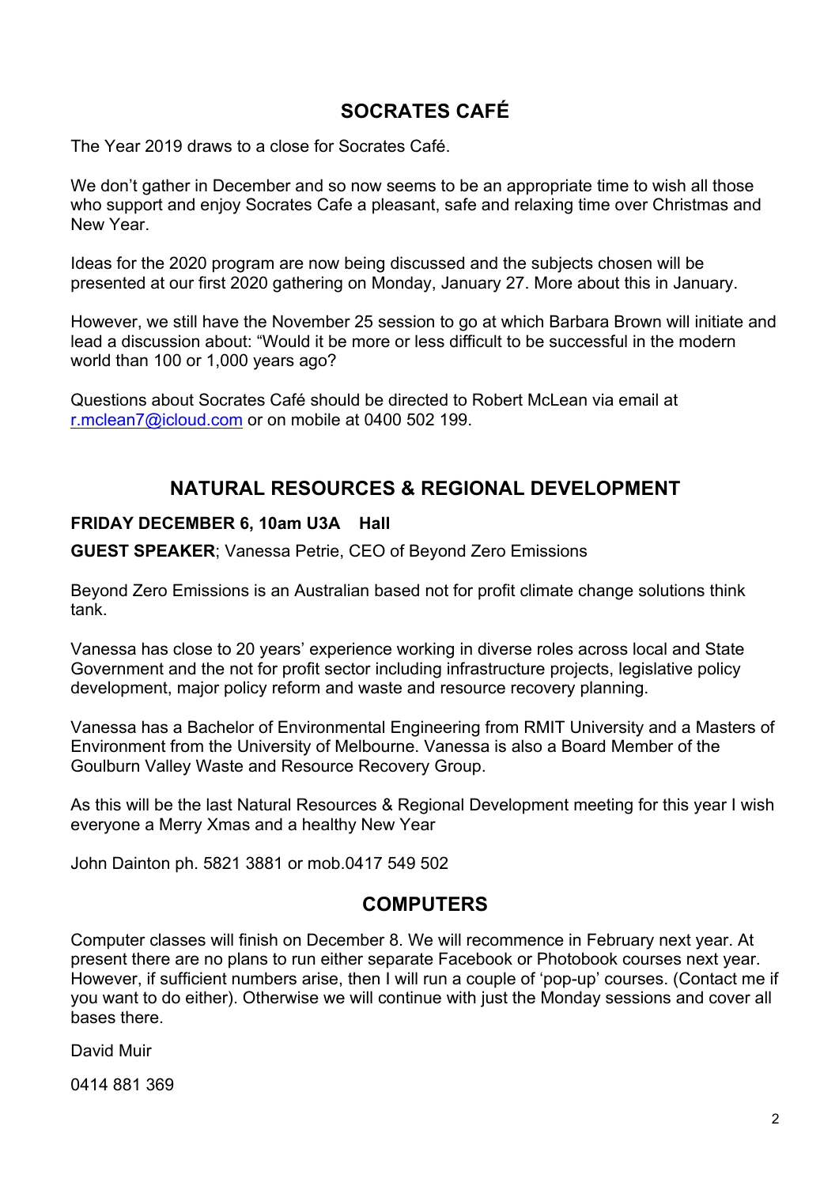## SOCRATES CAFÉ

The Year 2019 draws to a close for Socrates Café.

We don't gather in December and so now seems to be an appropriate time to wish all those who support and enjoy Socrates Cafe a pleasant, safe and relaxing time over Christmas and New Year.

Ideas for the 2020 program are now being discussed and the subjects chosen will be presented at our first 2020 gathering on Monday, January 27. More about this in January.

However, we still have the November 25 session to go at which Barbara Brown will initiate and lead a discussion about: "Would it be more or less difficult to be successful in the modern world than 100 or 1,000 years ago?

Questions about Socrates Café should be directed to Robert McLean via email at r.mclean7@icloud.com or on mobile at 0400 502 199.

## NATURAL RESOURCES & REGIONAL DEVELOPMENT

**FRIDAY DECEMBER 6, 10am U3A Hall**

**GUEST SPEAKER**; Vanessa Petrie, CEO of Beyond Zero Emissions

Beyond Zero Emissions is an Australian based not for profit climate change solutions think tank.

Vanessa has close to 20 years' experience working in diverse roles across local and State Government and the not for profit sector including infrastructure projects, legislative policy development, major policy reform and waste and resource recovery planning.

Vanessa has a Bachelor of Environmental Engineering from RMIT University and a Masters of Environment from the University of Melbourne. Vanessa is also a Board Member of the Goulburn Valley Waste and Resource Recovery Group.

As this will be the last Natural Resources & Regional Development meeting for this year I wish everyone a Merry Xmas and a healthy New Year

John Dainton ph. 5821 3881 or mob.0417 549 502

## COMPUTERS

Computer classes will finish on December 8. We will recommence in February next year. At present there are no plans to run either separate Facebook or Photobook courses next year. However, if sufficient numbers arise, then I will run a couple of 'pop-up' courses. (Contact me if you want to do either). Otherwise we will continue with just the Monday sessions and cover all bases there.

David Muir

0414 881 369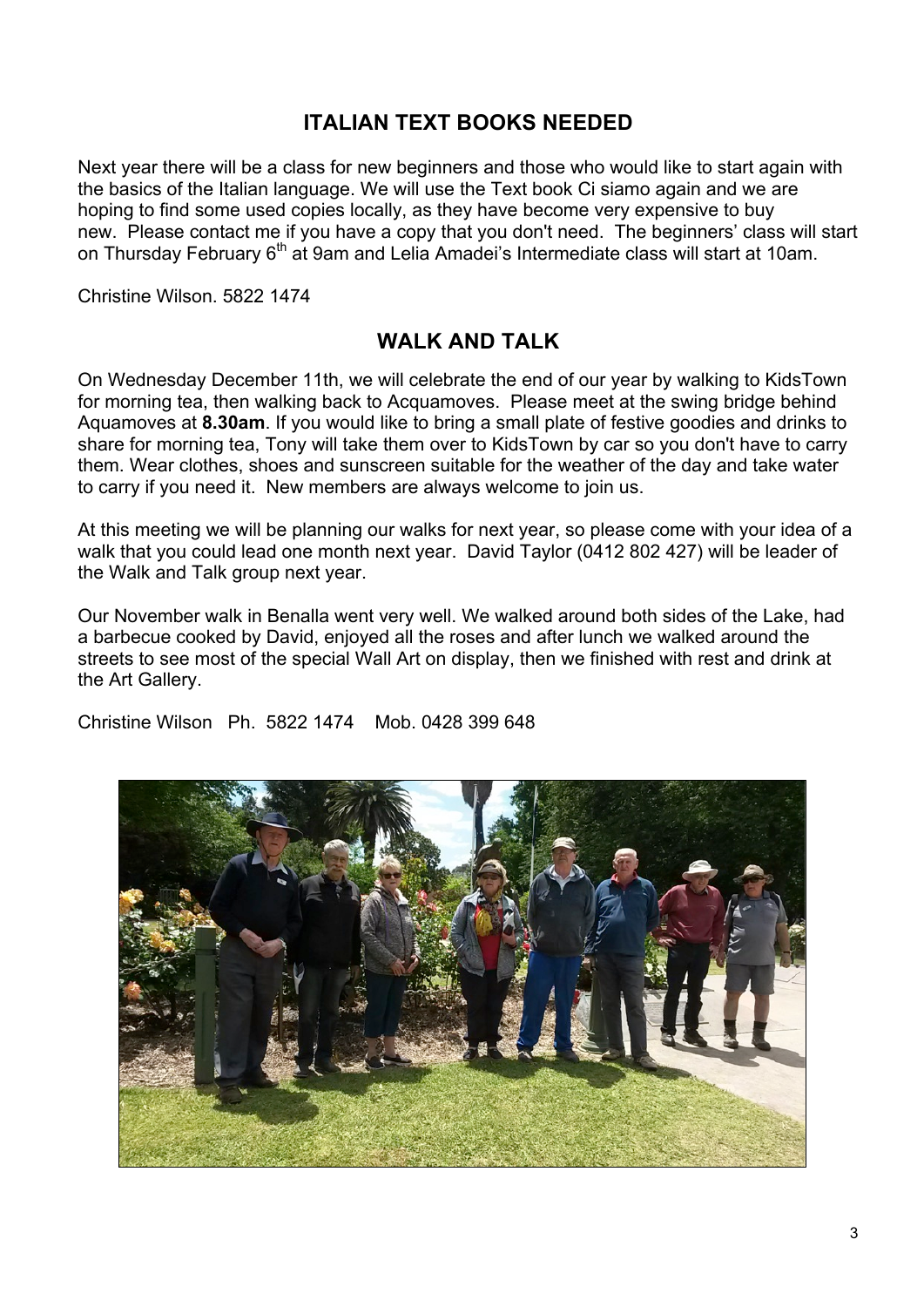## ITALIAN TEXT BOOKS NEEDED

Next year there will be a class for new beginners and those who would like to start again with the basics of the Italian language. We will use the Text book Ci siamo again and we are hoping to find some used copies locally, as they have become very expensive to buy new. Please contact me if you have a copy that you don't need. The beginners' class will start on Thursday February 6th at 9am and Lelia Amadei's Intermediate class will start at 10am.

Christine Wilson. 5822 1474

## WALK AND TALK

On Wednesday December 11th, we will celebrate the end of our year by walking to KidsTown for morning tea, then walking back to Acquamoves. Please meet at the swing bridge behind Aquamoves at **8.30am**. If you would like to bring a small plate of festive goodies and drinks to share for morning tea, Tony will take them over to KidsTown by car so you don't have to carry them. Wear clothes, shoes and sunscreen suitable for the weather of the day and take water to carry if you need it. New members are always welcome to join us.

At this meeting we will be planning our walks for next year, so please come with your idea of a walk that you could lead one month next year. David Taylor (0412 802 427) will be leader of the Walk and Talk group next year.

Our November walk in Benalla went very well. We walked around both sides of the Lake, had a barbecue cooked by David, enjoyed all the roses and after lunch we walked around the streets to see most of the special Wall Art on display, then we finished with rest and drink at the Art Gallery.

Christine Wilson Ph. 5822 1474 Mob. 0428 399 648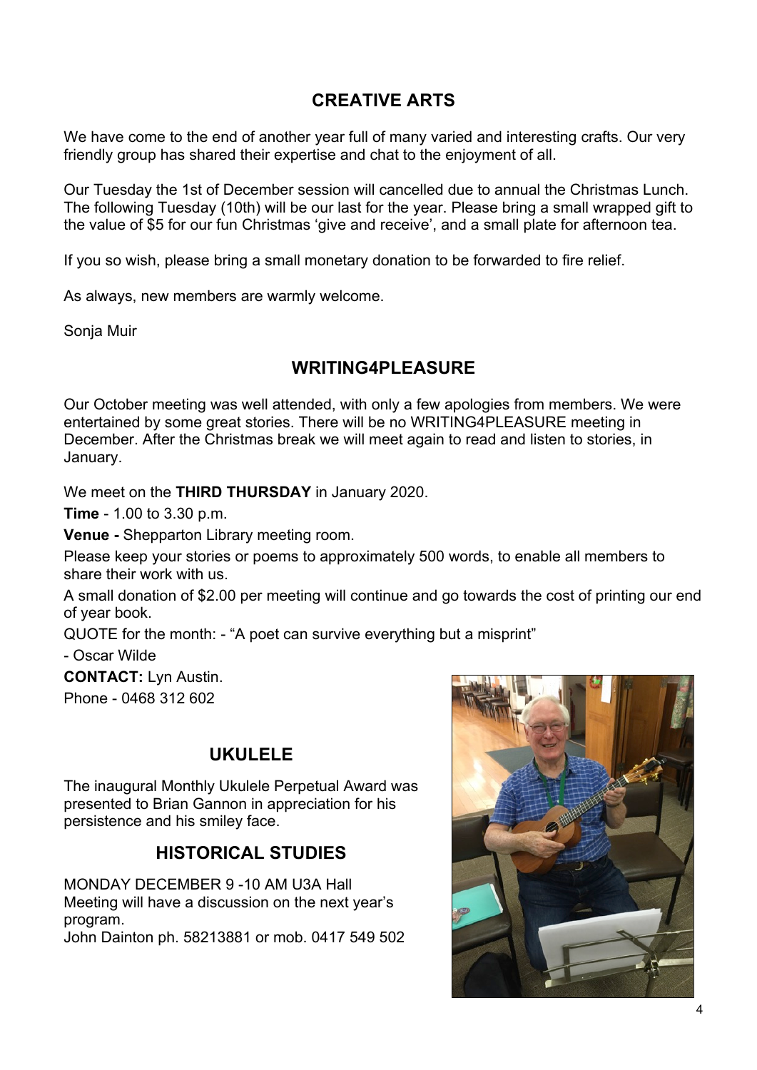## CREATIVE ARTS

We have come to the end of another year full of many varied and interesting crafts. Our very friendly group has shared their expertise and chat to the enjoyment of all.

Our Tuesday the 1st of December session will cancelled due to annual the Christmas Lunch. The following Tuesday (10th) will be our last for the year. Please bring a small wrapped gift to the value of $5 for our fun Christmas 'give and receive', and a small plate for afternoon tea.

If you so wish, please bring a small monetary donation to be forwarded to fire relief.

As always, new members are warmly welcome.

Sonja Muir

## WRITING4PLEASURE

Our October meeting was well attended, with only a few apologies from members. We were entertained by some great stories. There will be no WRITING4PLEASURE meeting in December. After the Christmas break we will meet again to read and listen to stories, in January.

We meet on the **THIRD THURSDAY** in January 2020.

**Time** - 1.00 to 3.30 p.m.

**Venue -** Shepparton Library meeting room.

Please keep your stories or poems to approximately 500 words, to enable all members to share their work with us.

A small donation of $2.00 per meeting will continue and go towards the cost of printing our end of year book.

QUOTE for the month: - "A poet can survive everything but a misprint"

- Oscar Wilde

**CONTACT:** Lyn Austin.

Phone - 0468 312 602

## UKULELE

The inaugural Monthly Ukulele Perpetual Award was presented to Brian Gannon in appreciation for his persistence and his smiley face.

## HISTORICAL STUDIES

MONDAY DECEMBER 9 -10 AM U3A Hall
Meeting will have a discussion on the next year's program.
John Dainton ph. 58213881 or mob. 0417 549 502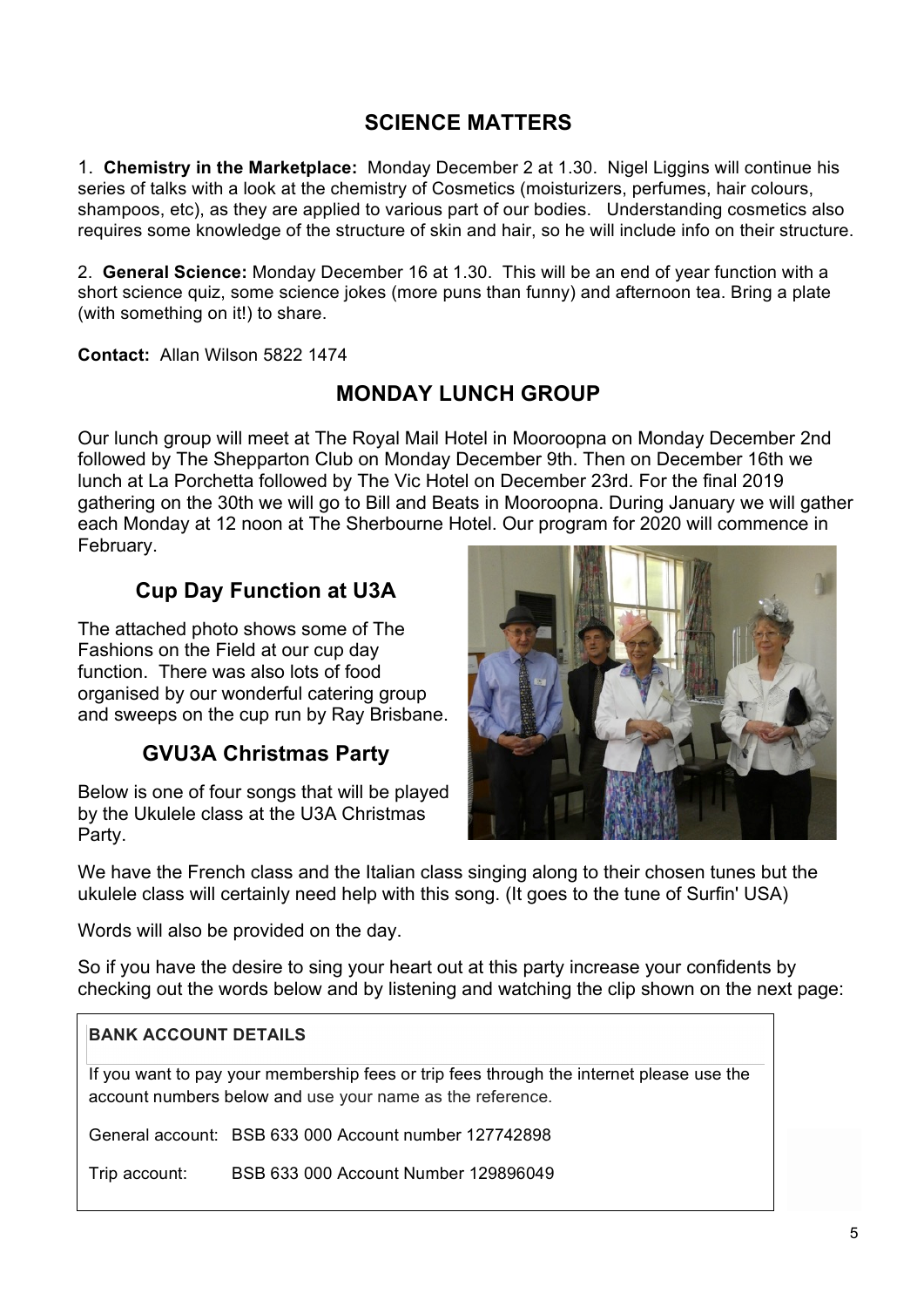## SCIENCE MATTERS

1. **Chemistry in the Marketplace:** Monday December 2 at 1.30. Nigel Liggins will continue his series of talks with a look at the chemistry of Cosmetics (moisturizers, perfumes, hair colours, shampoos, etc), as they are applied to various part of our bodies. Understanding cosmetics also requires some knowledge of the structure of skin and hair, so he will include info on their structure.

2. **General Science:** Monday December 16 at 1.30. This will be an end of year function with a short science quiz, some science jokes (more puns than funny) and afternoon tea. Bring a plate (with something on it!) to share.

**Contact:** Allan Wilson 5822 1474

## MONDAY LUNCH GROUP

Our lunch group will meet at The Royal Mail Hotel in Mooroopna on Monday December 2nd followed by The Shepparton Club on Monday December 9th. Then on December 16th we lunch at La Porchetta followed by The Vic Hotel on December 23rd. For the final 2019 gathering on the 30th we will go to Bill and Beats in Mooroopna. During January we will gather each Monday at 12 noon at The Sherbourne Hotel. Our program for 2020 will commence in February.

### Cup Day Function at U3A

The attached photo shows some of The Fashions on the Field at our cup day function. There was also lots of food organised by our wonderful catering group and sweeps on the cup run by Ray Brisbane.

### GVU3A Christmas Party

Below is one of four songs that will be played by the Ukulele class at the U3A Christmas Party.

We have the French class and the Italian class singing along to their chosen tunes but the ukulele class will certainly need help with this song. (It goes to the tune of Surfin' USA)

Words will also be provided on the day.

So if you have the desire to sing your heart out at this party increase your confidents by checking out the words below and by listening and watching the clip shown on the next page:

**BANK ACCOUNT DETAILS**

If you want to pay your membership fees or trip fees through the internet please use the account numbers below and use your name as the reference.

General account: BSB 633 000 Account number 127742898

Trip account: BSB 633 000 Account Number 129896049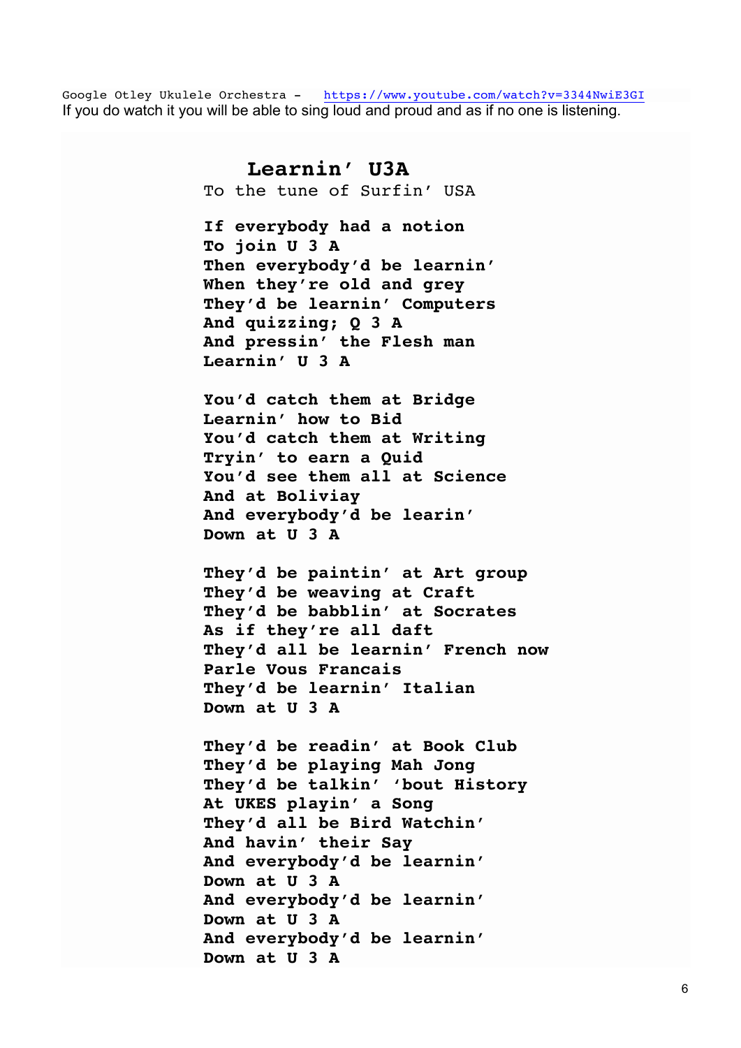Google Otley Ukulele Orchestra - https://www.youtube.com/watch?v=3344NwiE3GI
If you do watch it you will be able to sing loud and proud and as if no one is listening.

## Learnin' U3A

To the tune of Surfin' USA

**If everybody had a notion**
**To join U 3 A**
**Then everybody'd be learnin'**
**When they're old and grey**
**They'd be learnin' Computers**
**And quizzing; Q 3 A**
**And pressin' the Flesh man**
**Learnin' U 3 A**

**You'd catch them at Bridge**
**Learnin' how to Bid**
**You'd catch them at Writing**
**Tryin' to earn a Quid**
**You'd see them all at Science**
**And at Boliviay**
**And everybody'd be learin'**
**Down at U 3 A**

**They'd be paintin' at Art group**
**They'd be weaving at Craft**
**They'd be babblin' at Socrates**
**As if they're all daft**
**They'd all be learnin' French now**
**Parle Vous Francais**
**They'd be learnin' Italian**
**Down at U 3 A**

**They'd be readin' at Book Club**
**They'd be playing Mah Jong**
**They'd be talkin' 'bout History**
**At UKES playin' a Song**
**They'd all be Bird Watchin'**
**And havin' their Say**
**And everybody'd be learnin'**
**Down at U 3 A**
**And everybody'd be learnin'**
**Down at U 3 A**
**And everybody'd be learnin'**
**Down at U 3 A**